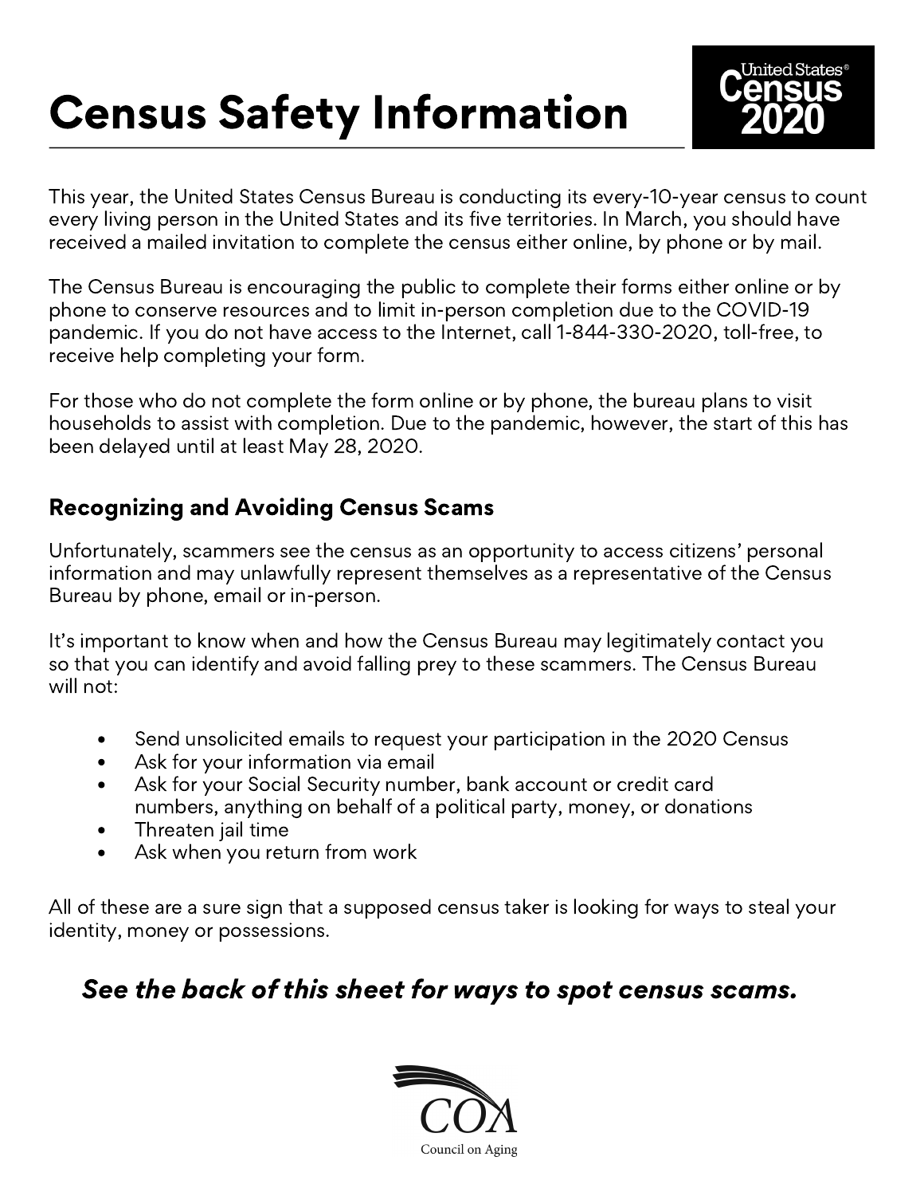# Census Safety Information

United States® Census 2020

This year, the United States Census Bureau is conducting its every-10-year census to count every living person in the United States and its five territories. In March, you should have received a mailed invitation to complete the census either online, by phone or by mail.

The Census Bureau is encouraging the public to complete their forms either online or by phone to conserve resources and to limit in-person completion due to the COVID-19 pandemic. If you do not have access to the Internet, call 1-844-330-2020, toll-free, to receive help completing your form.

For those who do not complete the form online or by phone, the bureau plans to visit households to assist with completion. Due to the pandemic, however, the start of this has been delayed until at least May 28, 2020.

## Recognizing and Avoiding Census Scams

Unfortunately, scammers see the census as an opportunity to access citizens' personal information and may unlawfully represent themselves as a representative of the Census Bureau by phone, email or in-person.

It's important to know when and how the Census Bureau may legitimately contact you so that you can identify and avoid falling prey to these scammers. The Census Bureau will not:

- Send unsolicited emails to request your participation in the 2020 Census
- Ask for your information via email
- Ask for your Social Security number, bank account or credit card numbers, anything on behalf of a political party, money, or donations
- Threaten jail time
- Ask when you return from work

All of these are a sure sign that a supposed census taker is looking for ways to steal your identity, money or possessions.

***See the back of this sheet for ways to spot census scams.***

COA
Council on Aging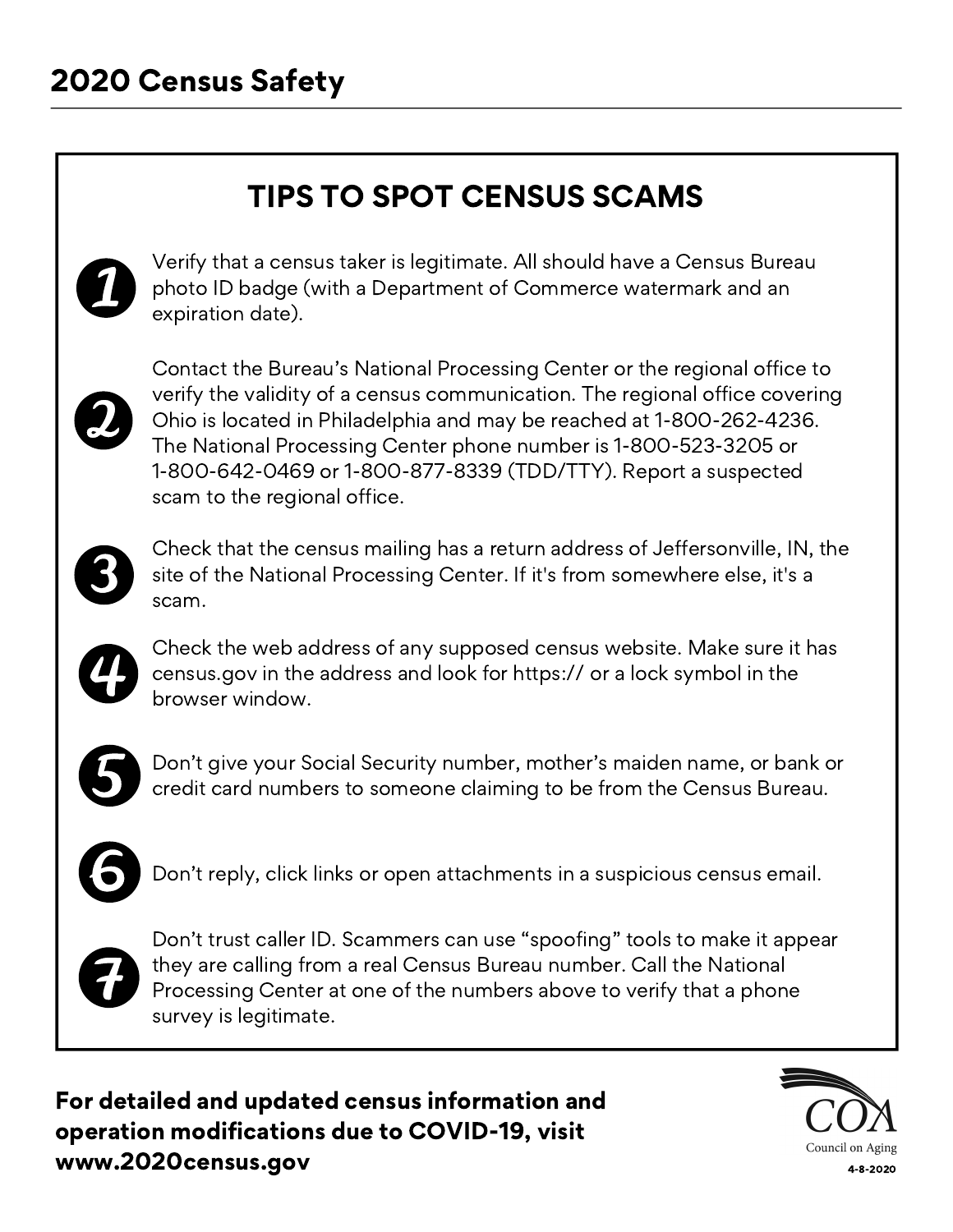## 2020 Census Safety

### TIPS TO SPOT CENSUS SCAMS

1. Verify that a census taker is legitimate. All should have a Census Bureau photo ID badge (with a Department of Commerce watermark and an expiration date).

2. Contact the Bureau's National Processing Center or the regional office to verify the validity of a census communication. The regional office covering Ohio is located in Philadelphia and may be reached at 1-800-262-4236. The National Processing Center phone number is 1-800-523-3205 or 1-800-642-0469 or 1-800-877-8339 (TDD/TTY). Report a suspected scam to the regional office.

3. Check that the census mailing has a return address of Jeffersonville, IN, the site of the National Processing Center. If it's from somewhere else, it's a scam.

4. Check the web address of any supposed census website. Make sure it has census.gov in the address and look for https:// or a lock symbol in the browser window.

5. Don't give your Social Security number, mother's maiden name, or bank or credit card numbers to someone claiming to be from the Census Bureau.

6. Don't reply, click links or open attachments in a suspicious census email.

7. Don't trust caller ID. Scammers can use "spoofing" tools to make it appear they are calling from a real Census Bureau number. Call the National Processing Center at one of the numbers above to verify that a phone survey is legitimate.

**For detailed and updated census information and operation modifications due to COVID-19, visit www.2020census.gov**

COA
Council on Aging
4-8-2020